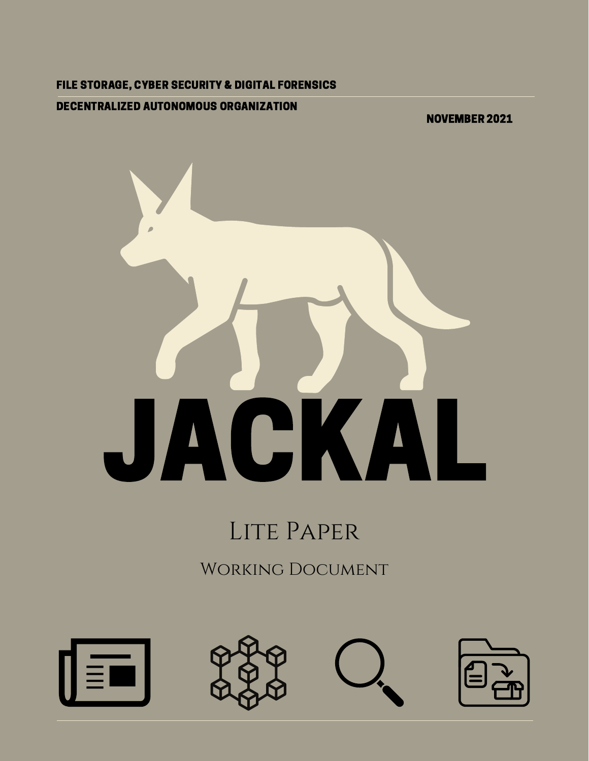**FILE STORAGE, CYBER SECURITY & DIGITAL FORENSICS**

**DECENTRALIZED AUTONOMOUS ORGANIZATION**

**NOVEMBER 2021**

# JACKAL

## Lite Paper

### Working Document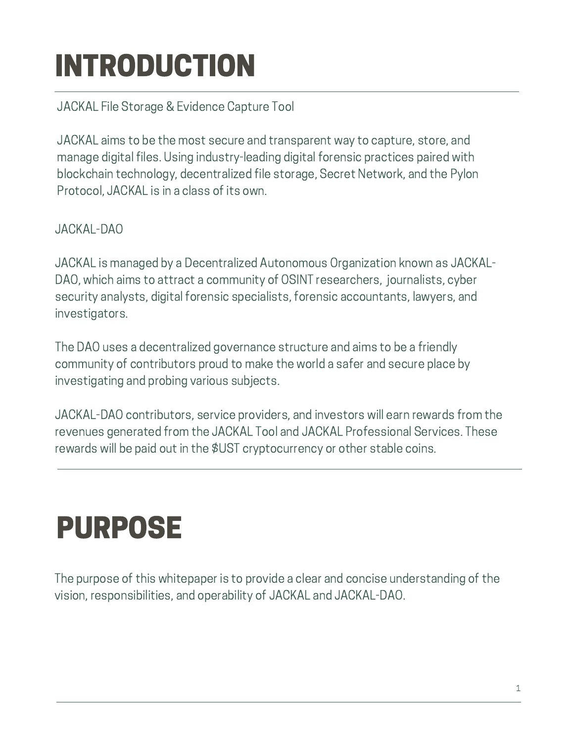# INTRODUCTION

JACKAL File Storage & Evidence Capture Tool

JACKAL aims to be the most secure and transparent way to capture, store, and manage digital files. Using industry-leading digital forensic practices paired with blockchain technology, decentralized file storage, Secret Network, and the Pylon Protocol, JACKAL is in a class of its own.

JACKAL-DAO

JACKAL is managed by a Decentralized Autonomous Organization known as JACKAL-DAO, which aims to attract a community of OSINT researchers, journalists, cyber security analysts, digital forensic specialists, forensic accountants, lawyers, and investigators.

The DAO uses a decentralized governance structure and aims to be a friendly community of contributors proud to make the world a safer and secure place by investigating and probing various subjects.

JACKAL-DAO contributors, service providers, and investors will earn rewards from the revenues generated from the JACKAL Tool and JACKAL Professional Services. These rewards will be paid out in the $UST cryptocurrency or other stable coins.

# PURPOSE

The purpose of this whitepaper is to provide a clear and concise understanding of the vision, responsibilities, and operability of JACKAL and JACKAL-DAO.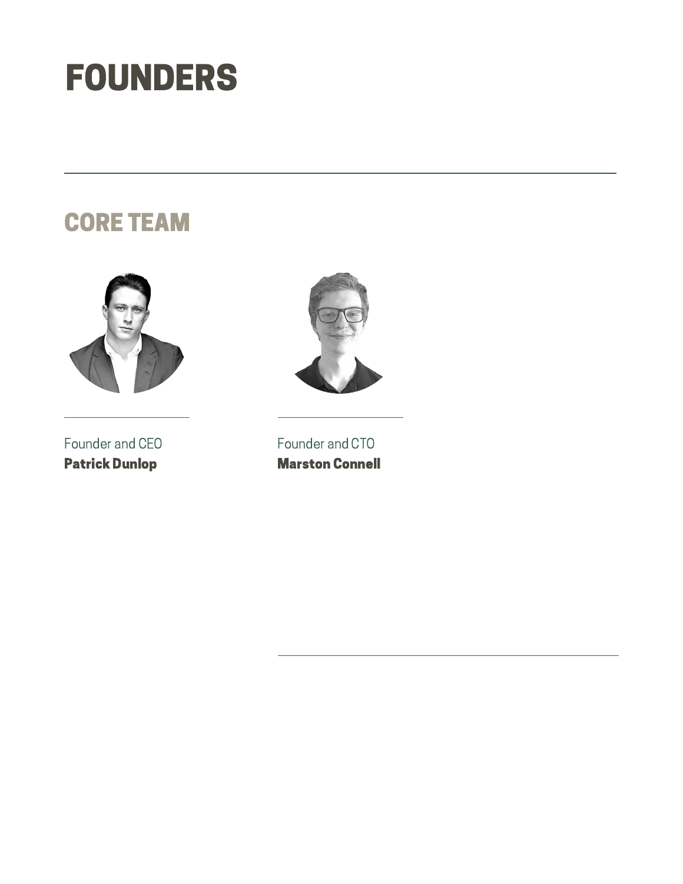# FOUNDERS

## CORE TEAM

Founder and CEO
**Patrick Dunlop**

Founder and CTO
**Marston Connell**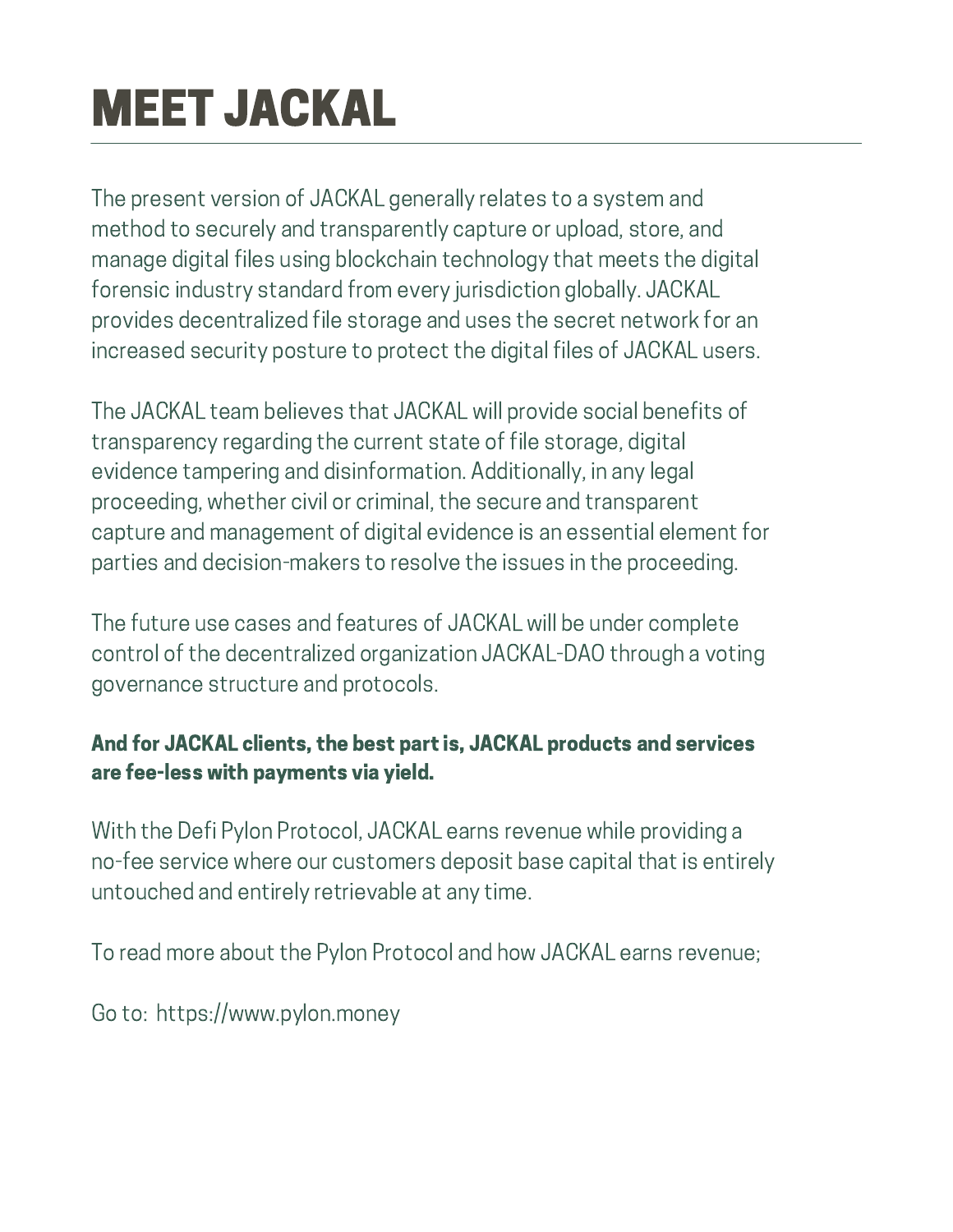# MEET JACKAL

The present version of JACKAL generally relates to a system and method to securely and transparently capture or upload, store, and manage digital files using blockchain technology that meets the digital forensic industry standard from every jurisdiction globally. JACKAL provides decentralized file storage and uses the secret network for an increased security posture to protect the digital files of JACKAL users.

The JACKAL team believes that JACKAL will provide social benefits of transparency regarding the current state of file storage, digital evidence tampering and disinformation. Additionally, in any legal proceeding, whether civil or criminal, the secure and transparent capture and management of digital evidence is an essential element for parties and decision-makers to resolve the issues in the proceeding.

The future use cases and features of JACKAL will be under complete control of the decentralized organization JACKAL-DAO through a voting governance structure and protocols.

**And for JACKAL clients, the best part is, JACKAL products and services are fee-less with payments via yield.**

With the Defi Pylon Protocol, JACKAL earns revenue while providing a no-fee service where our customers deposit base capital that is entirely untouched and entirely retrievable at any time.

To read more about the Pylon Protocol and how JACKAL earns revenue;

Go to: https://www.pylon.money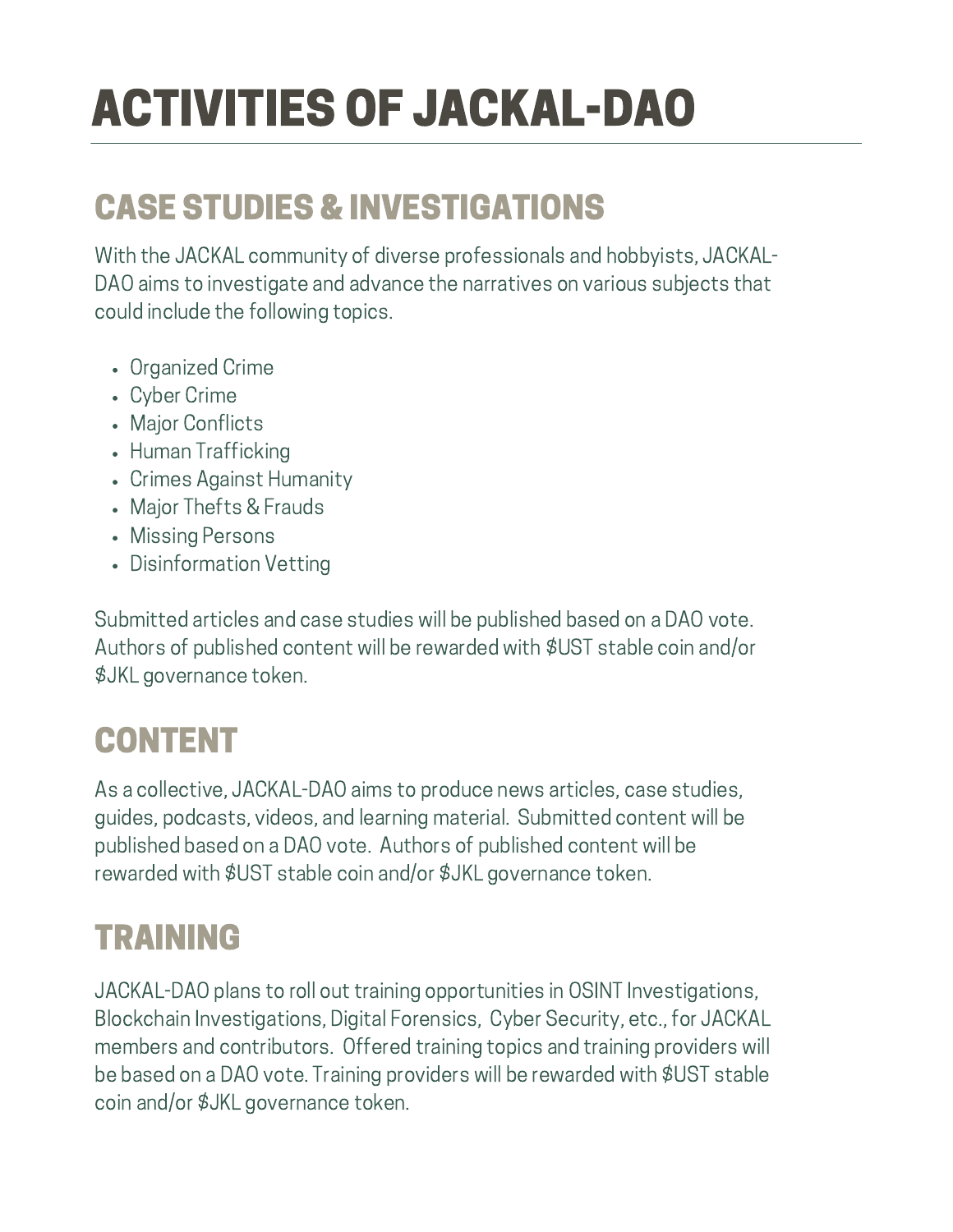# ACTIVITIES OF JACKAL-DAO

## CASE STUDIES & INVESTIGATIONS

With the JACKAL community of diverse professionals and hobbyists, JACKAL-DAO aims to investigate and advance the narratives on various subjects that could include the following topics.

- Organized Crime
- Cyber Crime
- Major Conflicts
- Human Trafficking
- Crimes Against Humanity
- Major Thefts & Frauds
- Missing Persons
- Disinformation Vetting

Submitted articles and case studies will be published based on a DAO vote. Authors of published content will be rewarded with $UST stable coin and/or $JKL governance token.

## CONTENT

As a collective, JACKAL-DAO aims to produce news articles, case studies, guides, podcasts, videos, and learning material. Submitted content will be published based on a DAO vote. Authors of published content will be rewarded with $UST stable coin and/or $JKL governance token.

## TRAINING

JACKAL-DAO plans to roll out training opportunities in OSINT Investigations, Blockchain Investigations, Digital Forensics, Cyber Security, etc., for JACKAL members and contributors. Offered training topics and training providers will be based on a DAO vote. Training providers will be rewarded with $UST stable coin and/or $JKL governance token.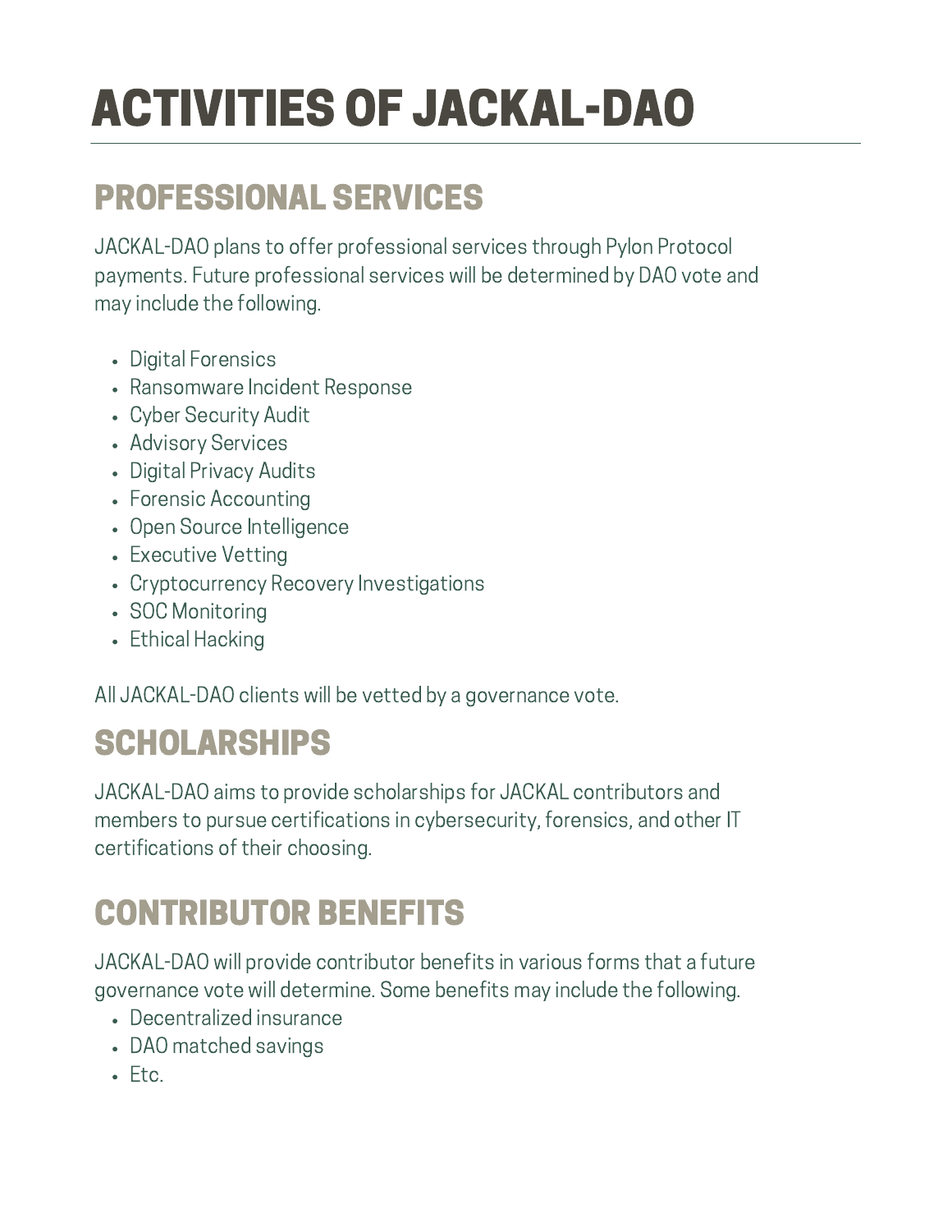# ACTIVITIES OF JACKAL-DAO

## PROFESSIONAL SERVICES

JACKAL-DAO plans to offer professional services through Pylon Protocol payments. Future professional services will be determined by DAO vote and may include the following.

- Digital Forensics
- Ransomware Incident Response
- Cyber Security Audit
- Advisory Services
- Digital Privacy Audits
- Forensic Accounting
- Open Source Intelligence
- Executive Vetting
- Cryptocurrency Recovery Investigations
- SOC Monitoring
- Ethical Hacking

All JACKAL-DAO clients will be vetted by a governance vote.

## SCHOLARSHIPS

JACKAL-DAO aims to provide scholarships for JACKAL contributors and members to pursue certifications in cybersecurity, forensics, and other IT certifications of their choosing.

## CONTRIBUTOR BENEFITS

JACKAL-DAO will provide contributor benefits in various forms that a future governance vote will determine. Some benefits may include the following.

- Decentralized insurance
- DAO matched savings
- Etc.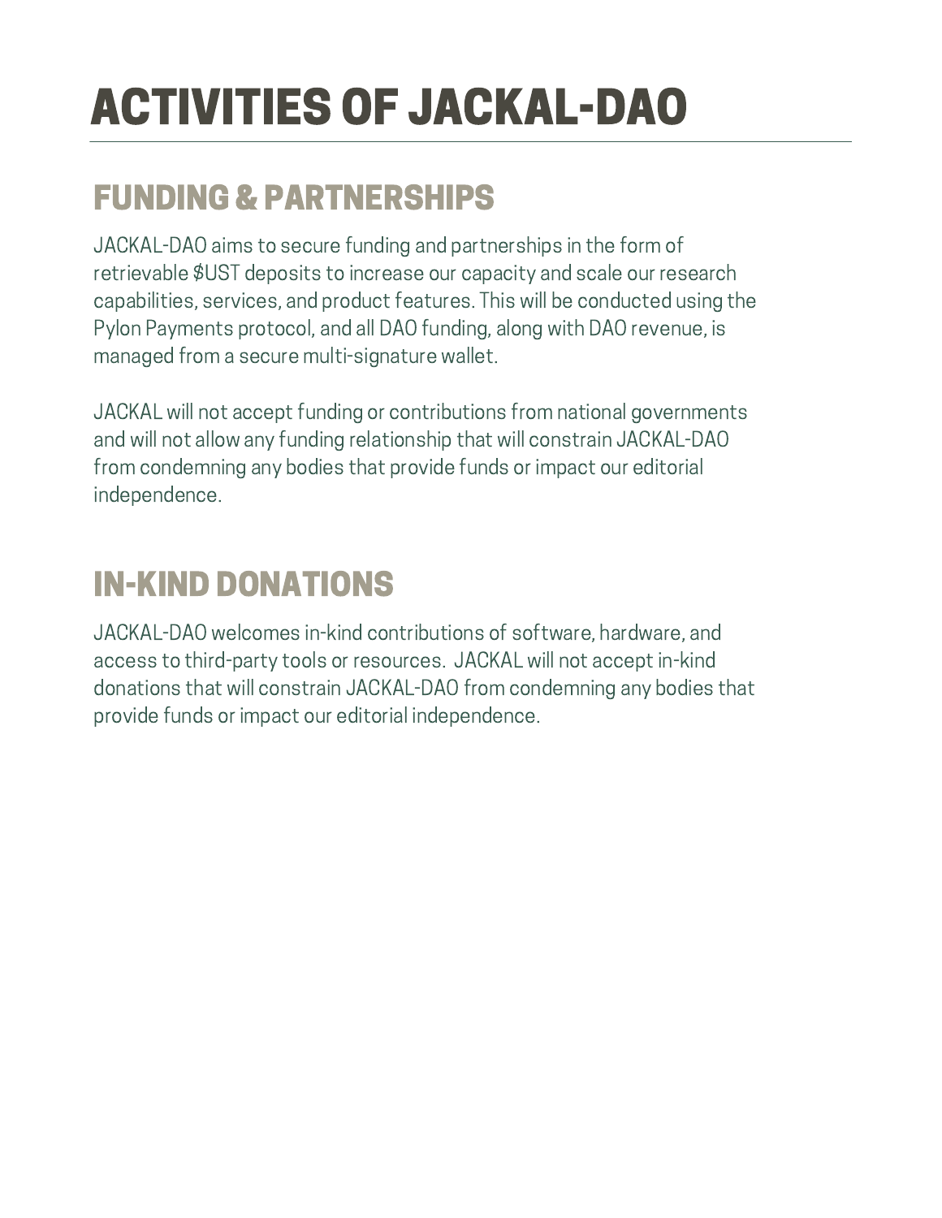# ACTIVITIES OF JACKAL-DAO

## FUNDING & PARTNERSHIPS

JACKAL-DAO aims to secure funding and partnerships in the form of retrievable $UST deposits to increase our capacity and scale our research capabilities, services, and product features. This will be conducted using the Pylon Payments protocol, and all DAO funding, along with DAO revenue, is managed from a secure multi-signature wallet.

JACKAL will not accept funding or contributions from national governments and will not allow any funding relationship that will constrain JACKAL-DAO from condemning any bodies that provide funds or impact our editorial independence.

## IN-KIND DONATIONS

JACKAL-DAO welcomes in-kind contributions of software, hardware, and access to third-party tools or resources. JACKAL will not accept in-kind donations that will constrain JACKAL-DAO from condemning any bodies that provide funds or impact our editorial independence.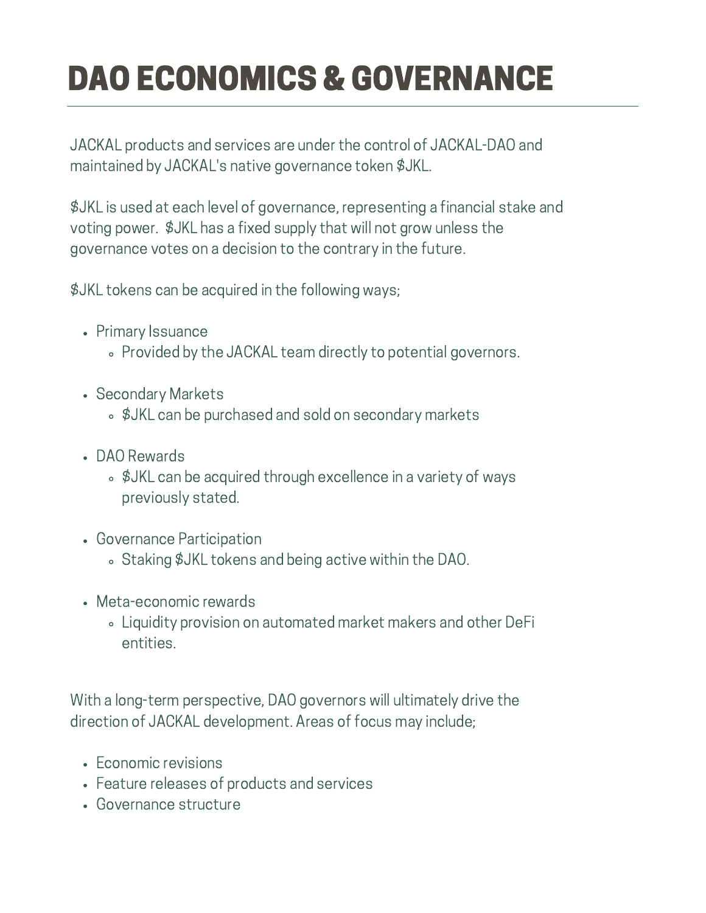# DAO ECONOMICS & GOVERNANCE

JACKAL products and services are under the control of JACKAL-DAO and maintained by JACKAL's native governance token $JKL.

$JKL is used at each level of governance, representing a financial stake and voting power. $JKL has a fixed supply that will not grow unless the governance votes on a decision to the contrary in the future.

$JKL tokens can be acquired in the following ways;

- Primary Issuance
  - Provided by the JACKAL team directly to potential governors.
- Secondary Markets
  - $JKL can be purchased and sold on secondary markets
- DAO Rewards
  - $JKL can be acquired through excellence in a variety of ways previously stated.
- Governance Participation
  - Staking $JKL tokens and being active within the DAO.
- Meta-economic rewards
  - Liquidity provision on automated market makers and other DeFi entities.

With a long-term perspective, DAO governors will ultimately drive the direction of JACKAL development. Areas of focus may include;

- Economic revisions
- Feature releases of products and services
- Governance structure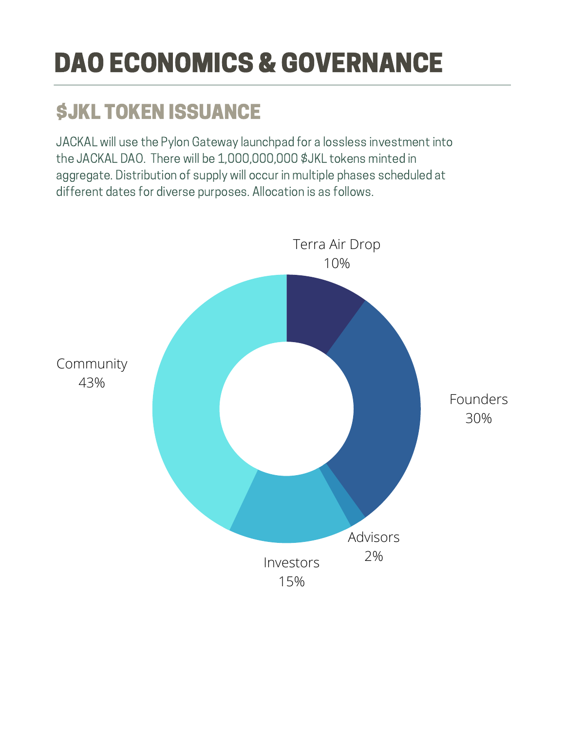# DAO ECONOMICS & GOVERNANCE

## $JKL TOKEN ISSUANCE

JACKAL will use the Pylon Gateway launchpad for a lossless investment into the JACKAL DAO. There will be 1,000,000,000 $JKL tokens minted in aggregate. Distribution of supply will occur in multiple phases scheduled at different dates for diverse purposes. Allocation is as follows.

Terra Air Drop
10%

Founders
30%

Advisors
2%

Investors
15%

Community
43%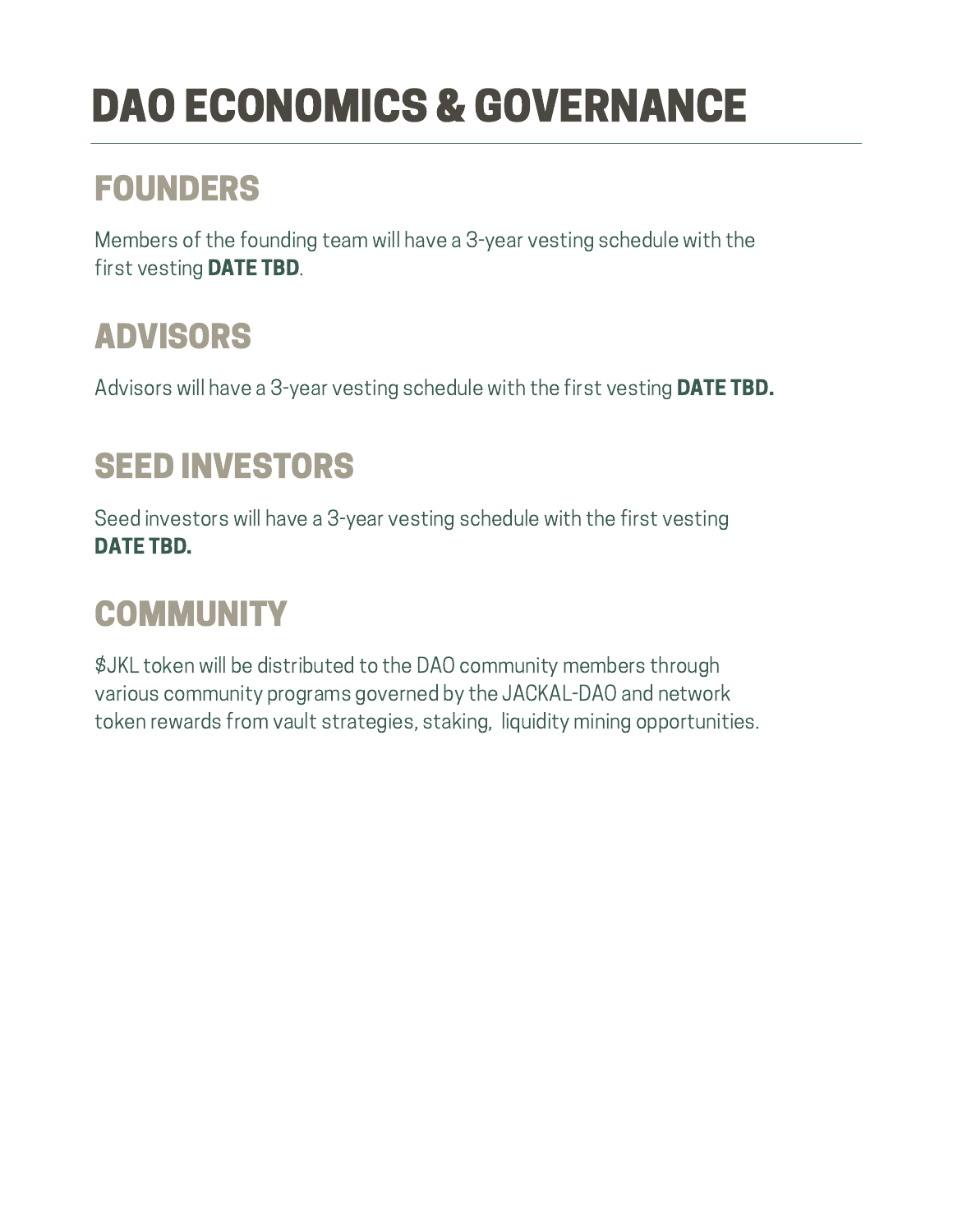# DAO ECONOMICS & GOVERNANCE

## FOUNDERS

Members of the founding team will have a 3-year vesting schedule with the first vesting **DATE TBD**.

## ADVISORS

Advisors will have a 3-year vesting schedule with the first vesting **DATE TBD.**

## SEED INVESTORS

Seed investors will have a 3-year vesting schedule with the first vesting **DATE TBD.**

## COMMUNITY

$JKL token will be distributed to the DAO community members through various community programs governed by the JACKAL-DAO and network token rewards from vault strategies, staking,  liquidity mining opportunities.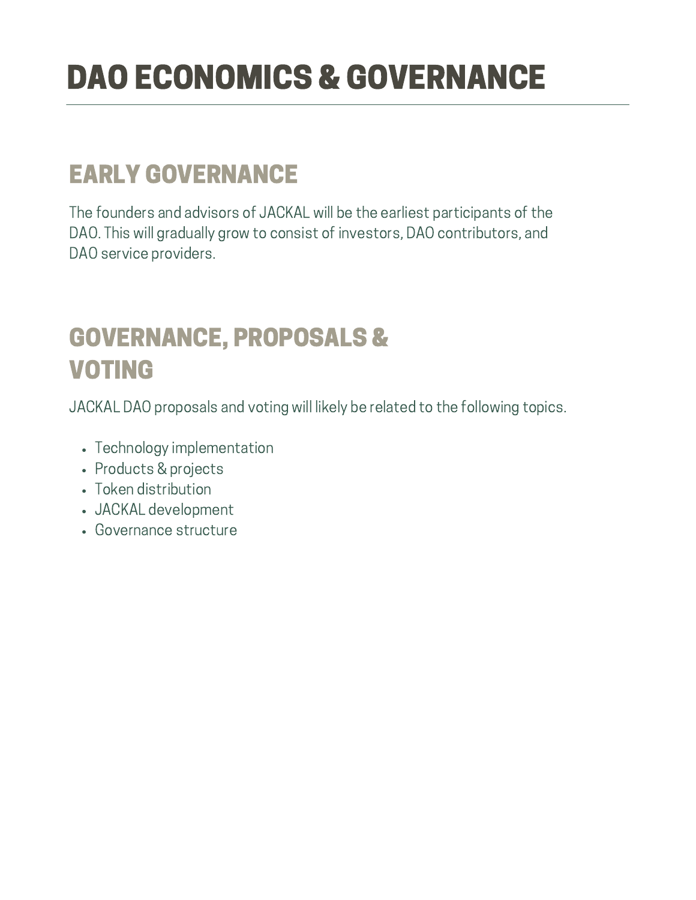# DAO ECONOMICS & GOVERNANCE

## EARLY GOVERNANCE

The founders and advisors of JACKAL will be the earliest participants of the DAO. This will gradually grow to consist of investors, DAO contributors, and DAO service providers.

## GOVERNANCE, PROPOSALS & VOTING

JACKAL DAO proposals and voting will likely be related to the following topics.

- Technology implementation
- Products & projects
- Token distribution
- JACKAL development
- Governance structure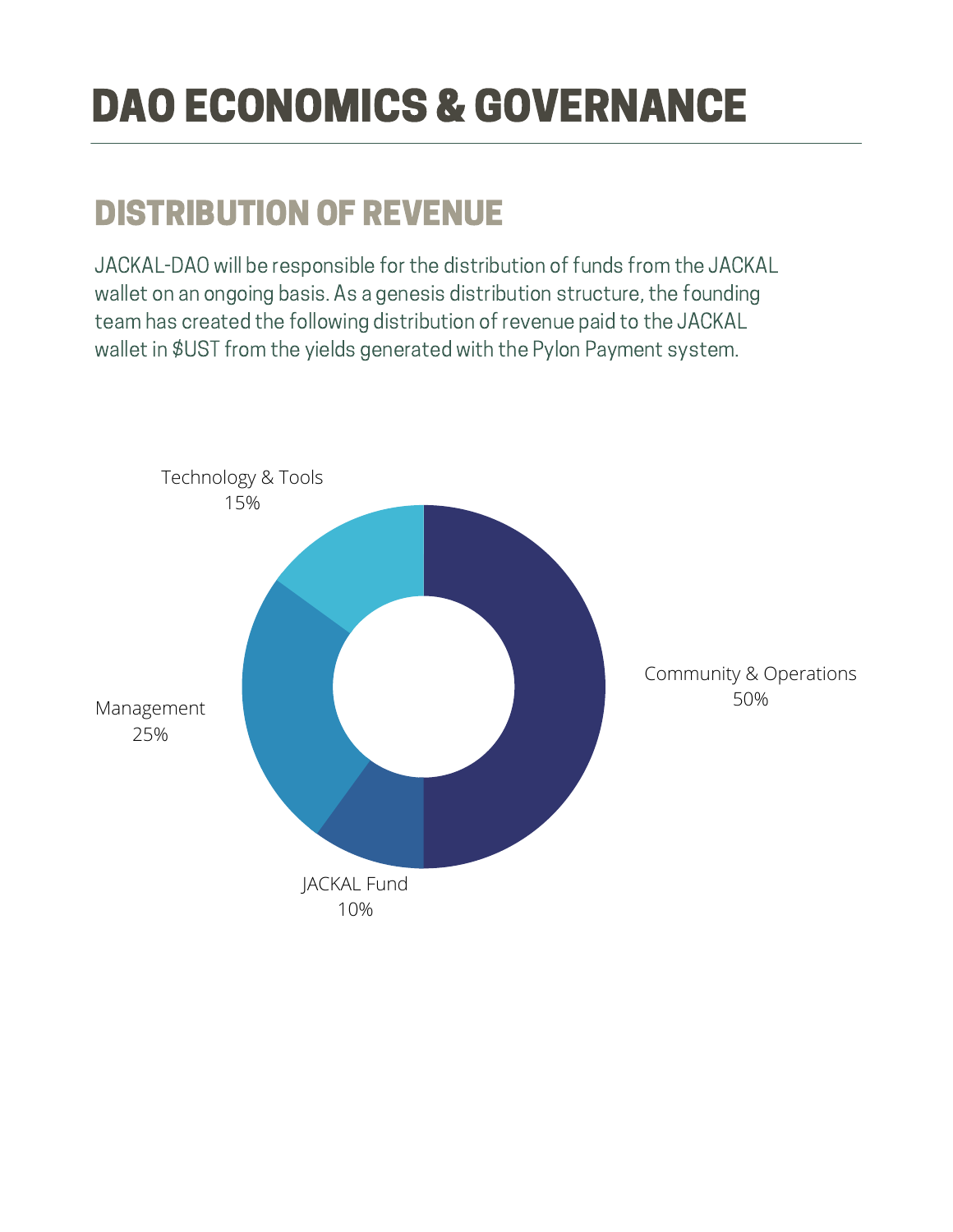# DAO ECONOMICS & GOVERNANCE

## DISTRIBUTION OF REVENUE

JACKAL-DAO will be responsible for the distribution of funds from the JACKAL wallet on an ongoing basis. As a genesis distribution structure, the founding team has created the following distribution of revenue paid to the JACKAL wallet in $UST from the yields generated with the Pylon Payment system.

Technology & Tools
15%

Community & Operations
50%

Management
25%

JACKAL Fund
10%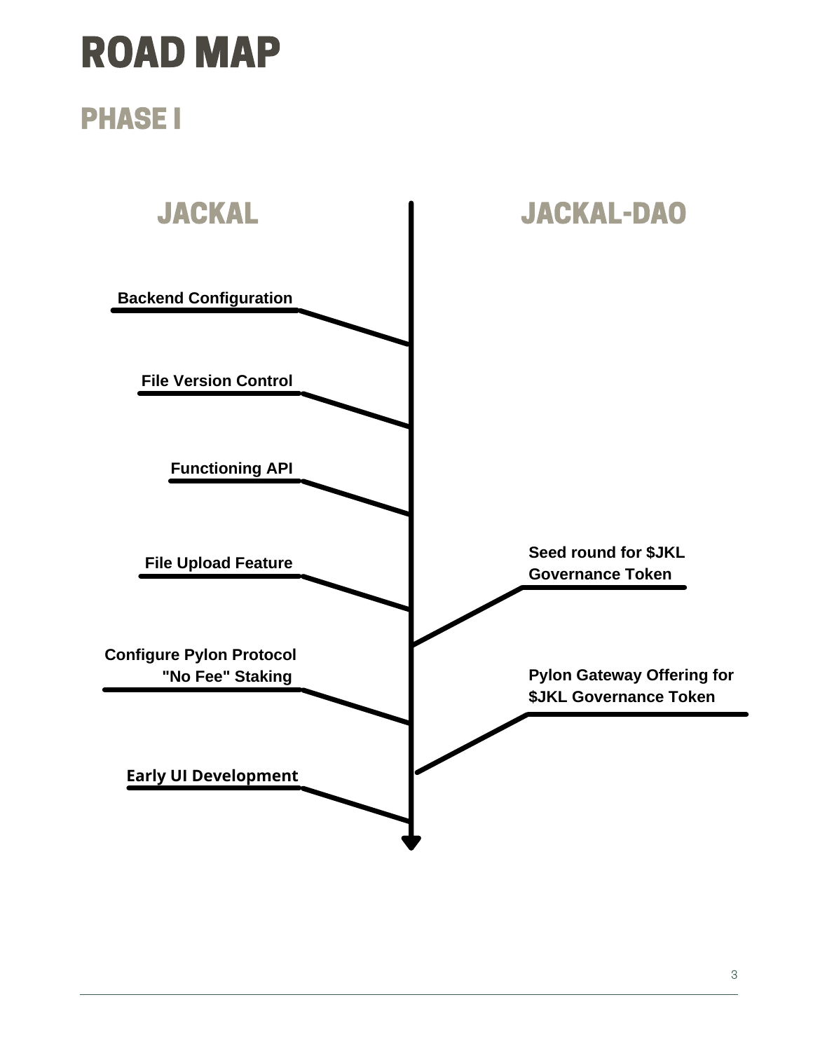# ROAD MAP

## PHASE I

### JACKAL

- Backend Configuration
- File Version Control
- Functioning API
- File Upload Feature
- Configure Pylon Protocol "No Fee" Staking
- Early UI Development

### JACKAL-DAO

- Seed round for $JKL Governance Token
- Pylon Gateway Offering for $JKL Governance Token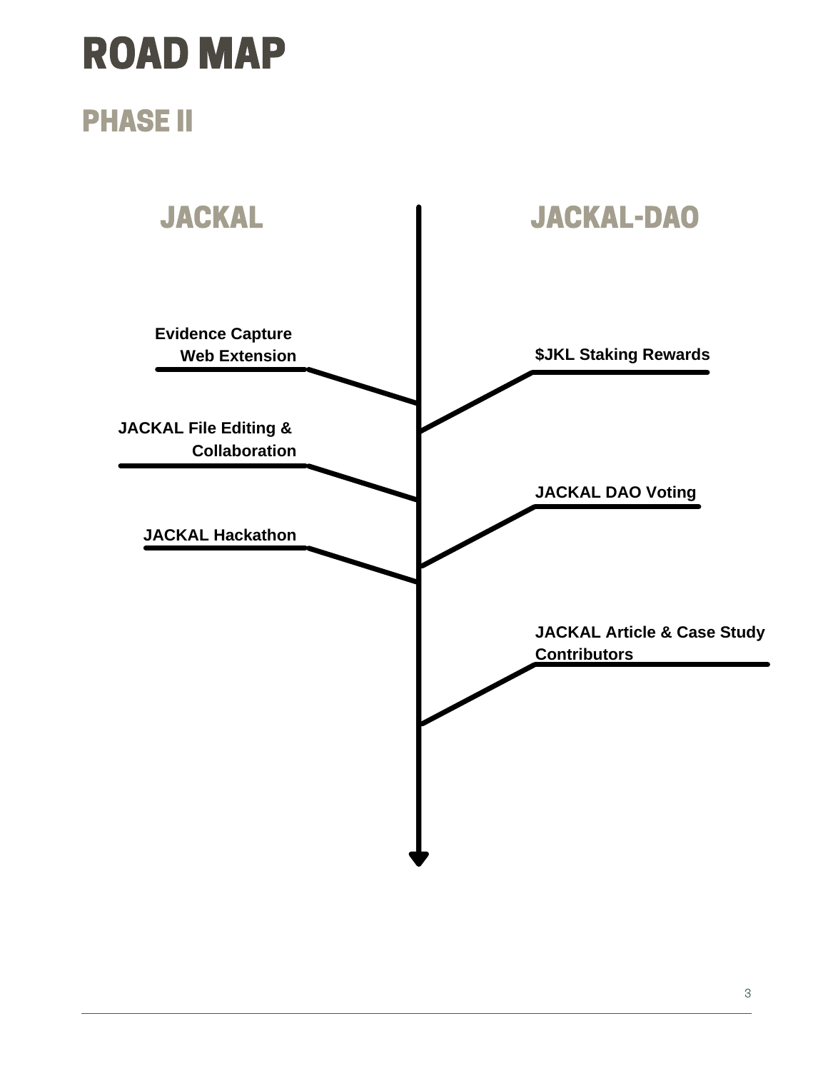# ROAD MAP

## PHASE II

### JACKAL

- Evidence Capture Web Extension
- JACKAL File Editing & Collaboration
- JACKAL Hackathon

### JACKAL-DAO

- $JKL Staking Rewards
- JACKAL DAO Voting
- JACKAL Article & Case Study Contributors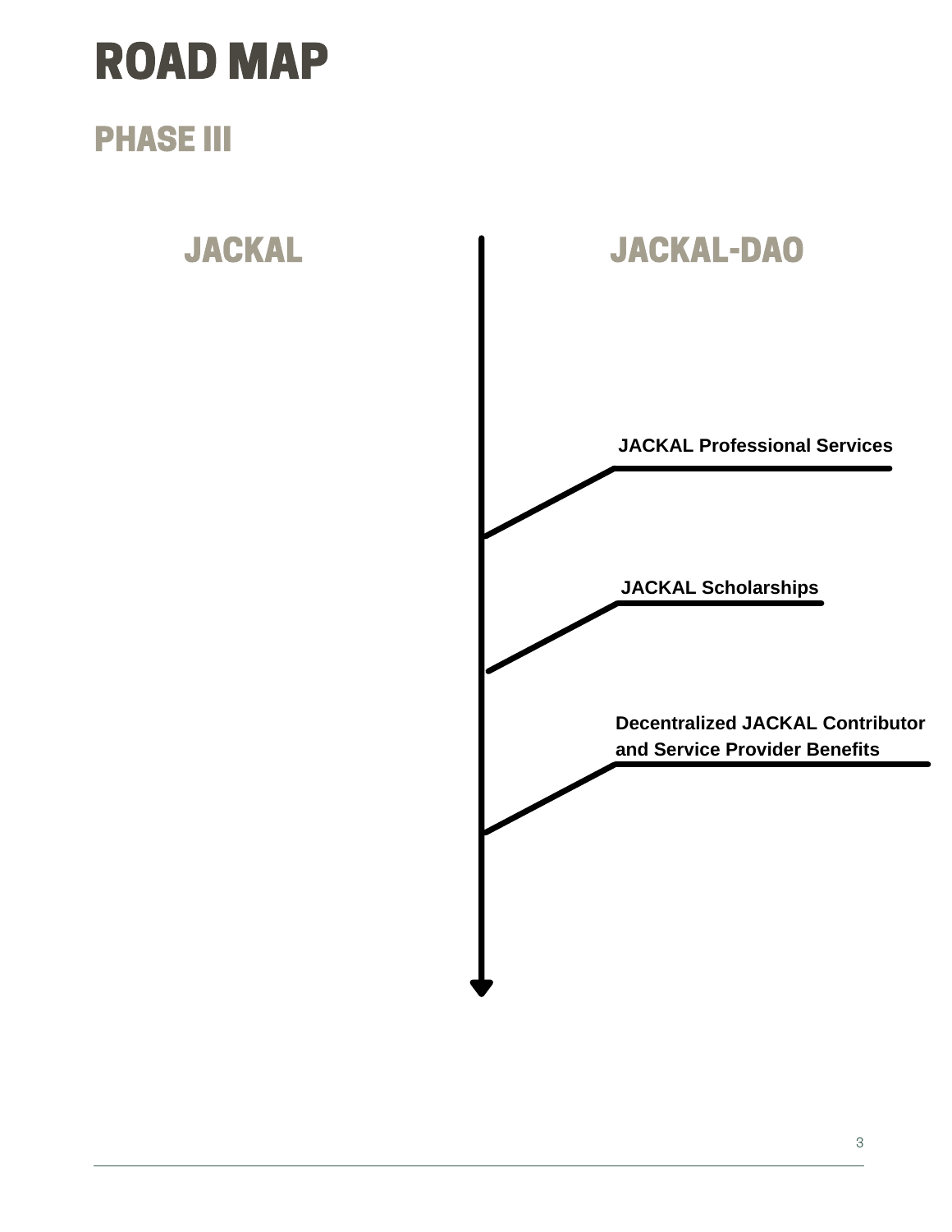# ROAD MAP

## PHASE III

JACKAL

JACKAL-DAO

JACKAL Professional Services

JACKAL Scholarships

Decentralized JACKAL Contributor and Service Provider Benefits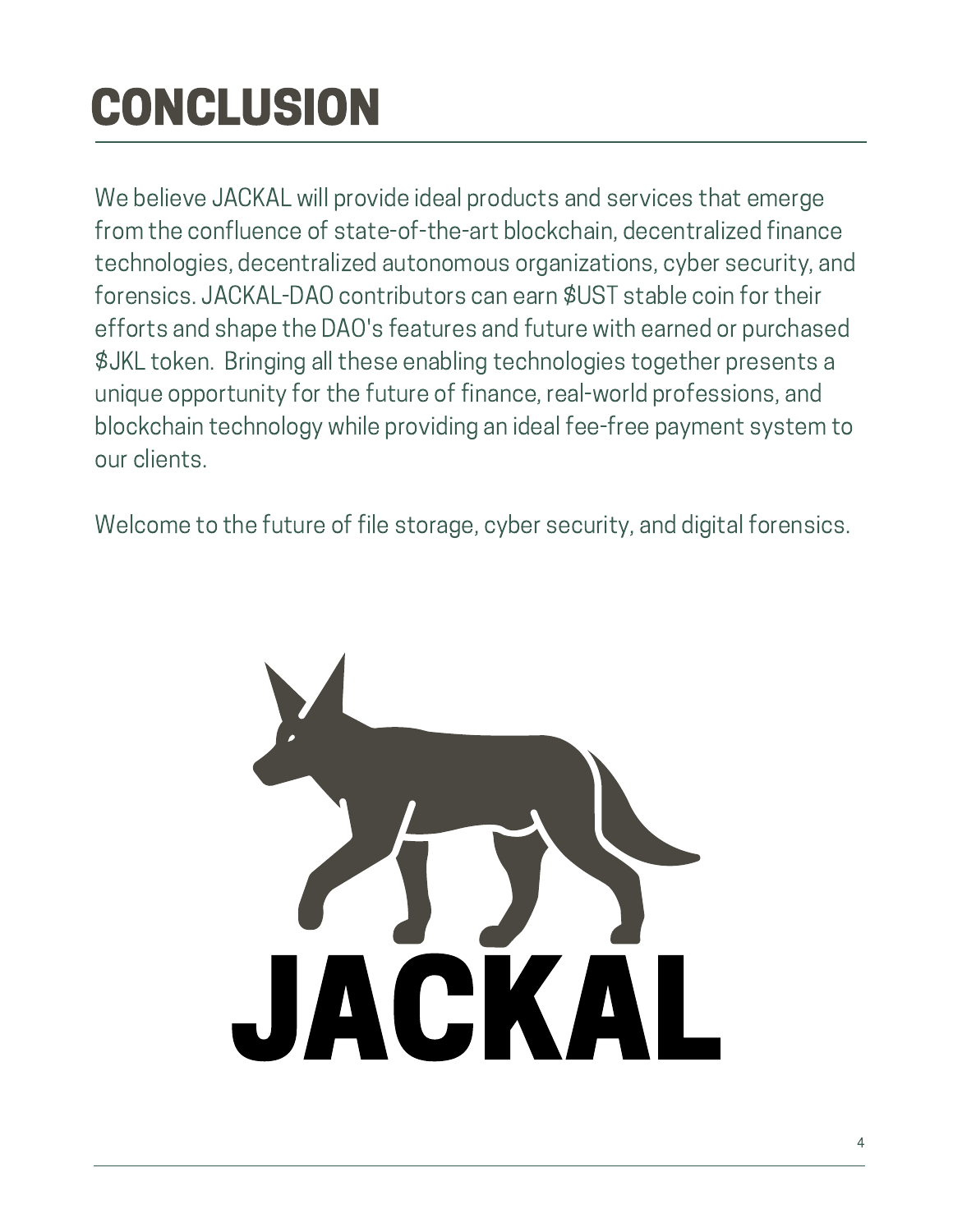# CONCLUSION

We believe JACKAL will provide ideal products and services that emerge from the confluence of state-of-the-art blockchain, decentralized finance technologies, decentralized autonomous organizations, cyber security, and forensics. JACKAL-DAO contributors can earn $UST stable coin for their efforts and shape the DAO's features and future with earned or purchased $JKL token. Bringing all these enabling technologies together presents a unique opportunity for the future of finance, real-world professions, and blockchain technology while providing an ideal fee-free payment system to our clients.

Welcome to the future of file storage, cyber security, and digital forensics.

JACKAL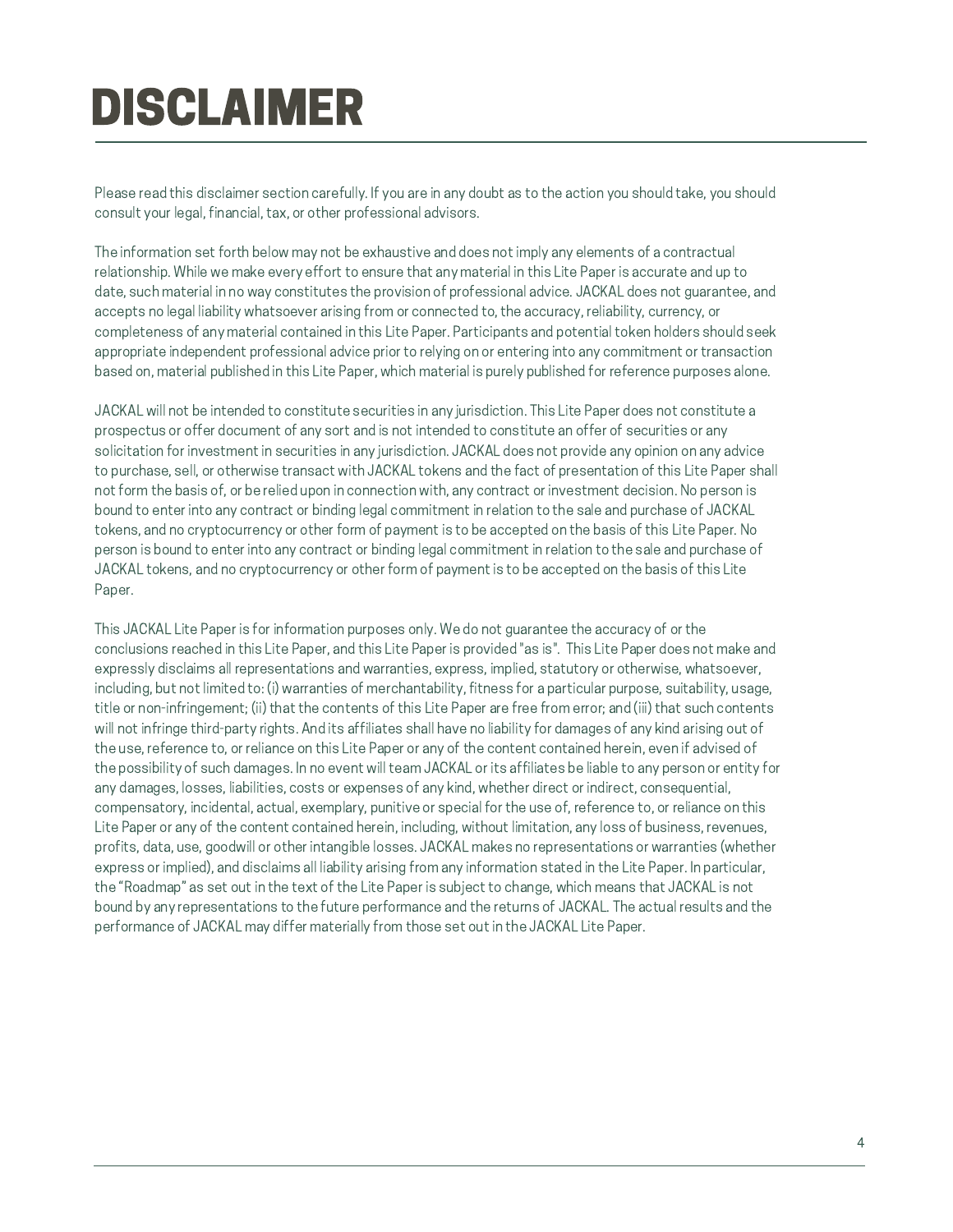# DISCLAIMER

Please read this disclaimer section carefully. If you are in any doubt as to the action you should take, you should consult your legal, financial, tax, or other professional advisors.

The information set forth below may not be exhaustive and does not imply any elements of a contractual relationship. While we make every effort to ensure that any material in this Lite Paper is accurate and up to date, such material in no way constitutes the provision of professional advice. JACKAL does not guarantee, and accepts no legal liability whatsoever arising from or connected to, the accuracy, reliability, currency, or completeness of any material contained in this Lite Paper. Participants and potential token holders should seek appropriate independent professional advice prior to relying on or entering into any commitment or transaction based on, material published in this Lite Paper, which material is purely published for reference purposes alone.

JACKAL will not be intended to constitute securities in any jurisdiction. This Lite Paper does not constitute a prospectus or offer document of any sort and is not intended to constitute an offer of securities or any solicitation for investment in securities in any jurisdiction. JACKAL does not provide any opinion on any advice to purchase, sell, or otherwise transact with JACKAL tokens and the fact of presentation of this Lite Paper shall not form the basis of, or be relied upon in connection with, any contract or investment decision. No person is bound to enter into any contract or binding legal commitment in relation to the sale and purchase of JACKAL tokens, and no cryptocurrency or other form of payment is to be accepted on the basis of this Lite Paper. No person is bound to enter into any contract or binding legal commitment in relation to the sale and purchase of JACKAL tokens, and no cryptocurrency or other form of payment is to be accepted on the basis of this Lite Paper.

This JACKAL Lite Paper is for information purposes only. We do not guarantee the accuracy of or the conclusions reached in this Lite Paper, and this Lite Paper is provided "as is". This Lite Paper does not make and expressly disclaims all representations and warranties, express, implied, statutory or otherwise, whatsoever, including, but not limited to: (i) warranties of merchantability, fitness for a particular purpose, suitability, usage, title or non-infringement; (ii) that the contents of this Lite Paper are free from error; and (iii) that such contents will not infringe third-party rights. And its affiliates shall have no liability for damages of any kind arising out of the use, reference to, or reliance on this Lite Paper or any of the content contained herein, even if advised of the possibility of such damages. In no event will team JACKAL or its affiliates be liable to any person or entity for any damages, losses, liabilities, costs or expenses of any kind, whether direct or indirect, consequential, compensatory, incidental, actual, exemplary, punitive or special for the use of, reference to, or reliance on this Lite Paper or any of the content contained herein, including, without limitation, any loss of business, revenues, profits, data, use, goodwill or other intangible losses. JACKAL makes no representations or warranties (whether express or implied), and disclaims all liability arising from any information stated in the Lite Paper. In particular, the "Roadmap" as set out in the text of the Lite Paper is subject to change, which means that JACKAL is not bound by any representations to the future performance and the returns of JACKAL. The actual results and the performance of JACKAL may differ materially from those set out in the JACKAL Lite Paper.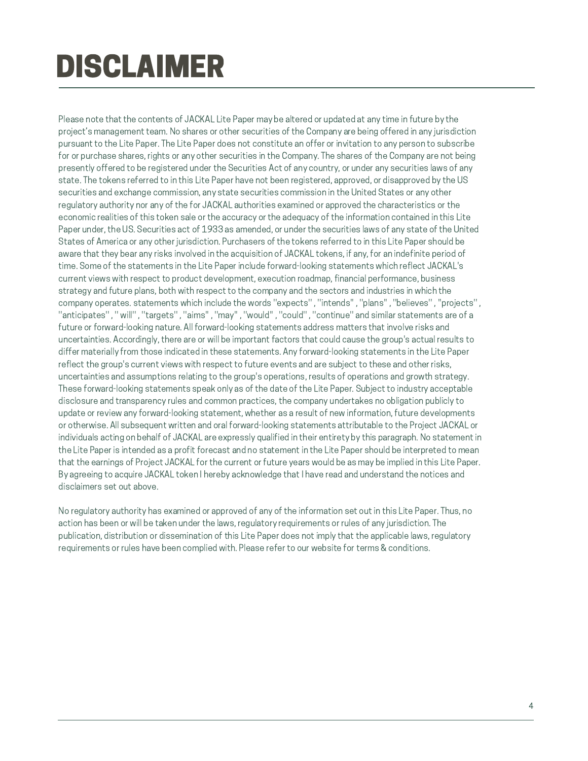# DISCLAIMER

Please note that the contents of JACKAL Lite Paper may be altered or updated at any time in future by the project's management team. No shares or other securities of the Company are being offered in any jurisdiction pursuant to the Lite Paper. The Lite Paper does not constitute an offer or invitation to any person to subscribe for or purchase shares, rights or any other securities in the Company. The shares of the Company are not being presently offered to be registered under the Securities Act of any country, or under any securities laws of any state. The tokens referred to in this Lite Paper have not been registered, approved, or disapproved by the US securities and exchange commission, any state securities commission in the United States or any other regulatory authority nor any of the for JACKAL authorities examined or approved the characteristics or the economic realities of this token sale or the accuracy or the adequacy of the information contained in this Lite Paper under, the US. Securities act of 1933 as amended, or under the securities laws of any state of the United States of America or any other jurisdiction. Purchasers of the tokens referred to in this Lite Paper should be aware that they bear any risks involved in the acquisition of JACKAL tokens, if any, for an indefinite period of time. Some of the statements in the Lite Paper include forward-looking statements which reflect JACKAL's current views with respect to product development, execution roadmap, financial performance, business strategy and future plans, both with respect to the company and the sectors and industries in which the company operates. statements which include the words ''expects'' , ''intends'' , ''plans'' , ''believes'' , "projects'' , ''anticipates'' , '' will'' , ''targets'' , ''aims'' , ''may'' , ''would'' , ''could'' , ''continue'' and similar statements are of a future or forward-looking nature. All forward-looking statements address matters that involve risks and uncertainties. Accordingly, there are or will be important factors that could cause the group's actual results to differ materially from those indicated in these statements. Any forward-looking statements in the Lite Paper reflect the group's current views with respect to future events and are subject to these and other risks, uncertainties and assumptions relating to the group's operations, results of operations and growth strategy. These forward-looking statements speak only as of the date of the Lite Paper. Subject to industry acceptable disclosure and transparency rules and common practices, the company undertakes no obligation publicly to update or review any forward-looking statement, whether as a result of new information, future developments or otherwise. All subsequent written and oral forward-looking statements attributable to the Project JACKAL or individuals acting on behalf of JACKAL are expressly qualified in their entirety by this paragraph. No statement in the Lite Paper is intended as a profit forecast and no statement in the Lite Paper should be interpreted to mean that the earnings of Project JACKAL for the current or future years would be as may be implied in this Lite Paper. By agreeing to acquire JACKAL token I hereby acknowledge that I have read and understand the notices and disclaimers set out above.

No regulatory authority has examined or approved of any of the information set out in this Lite Paper. Thus, no action has been or will be taken under the laws, regulatory requirements or rules of any jurisdiction. The publication, distribution or dissemination of this Lite Paper does not imply that the applicable laws, regulatory requirements or rules have been complied with. Please refer to our website for terms & conditions.